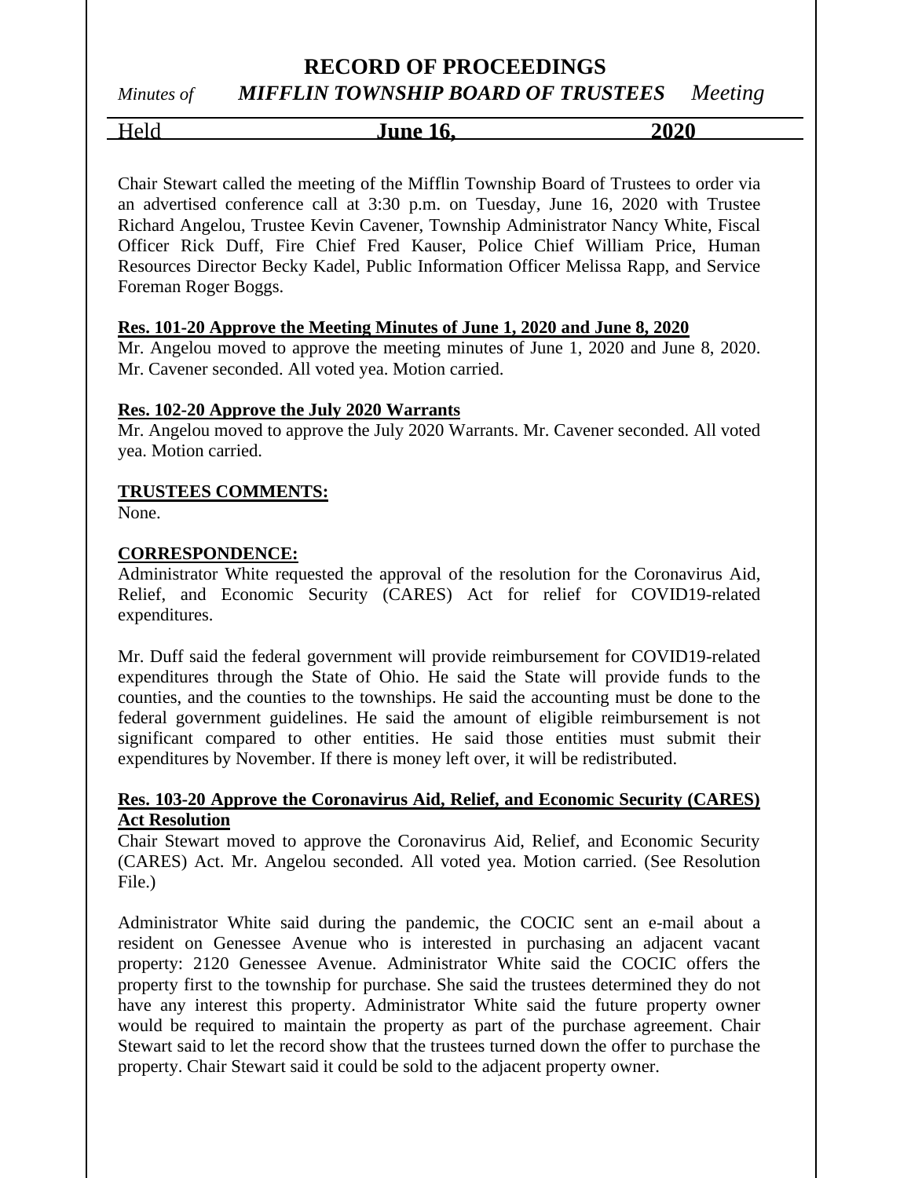# RECORD OF PROCEEDINGS

*Minutes of* ***MIFFLIN TOWNSHIP BOARD OF TRUSTEES*** *Meeting*

Held **June 16, 2020**

Chair Stewart called the meeting of the Mifflin Township Board of Trustees to order via an advertised conference call at 3:30 p.m. on Tuesday, June 16, 2020 with Trustee Richard Angelou, Trustee Kevin Cavener, Township Administrator Nancy White, Fiscal Officer Rick Duff, Fire Chief Fred Kauser, Police Chief William Price, Human Resources Director Becky Kadel, Public Information Officer Melissa Rapp, and Service Foreman Roger Boggs.

**Res. 101-20 Approve the Meeting Minutes of June 1, 2020 and June 8, 2020**

Mr. Angelou moved to approve the meeting minutes of June 1, 2020 and June 8, 2020. Mr. Cavener seconded. All voted yea. Motion carried.

**Res. 102-20 Approve the July 2020 Warrants**

Mr. Angelou moved to approve the July 2020 Warrants. Mr. Cavener seconded. All voted yea. Motion carried.

**TRUSTEES COMMENTS:**

None.

**CORRESPONDENCE:**

Administrator White requested the approval of the resolution for the Coronavirus Aid, Relief, and Economic Security (CARES) Act for relief for COVID19-related expenditures.

Mr. Duff said the federal government will provide reimbursement for COVID19-related expenditures through the State of Ohio. He said the State will provide funds to the counties, and the counties to the townships. He said the accounting must be done to the federal government guidelines. He said the amount of eligible reimbursement is not significant compared to other entities. He said those entities must submit their expenditures by November. If there is money left over, it will be redistributed.

**Res. 103-20 Approve the Coronavirus Aid, Relief, and Economic Security (CARES) Act Resolution**

Chair Stewart moved to approve the Coronavirus Aid, Relief, and Economic Security (CARES) Act. Mr. Angelou seconded. All voted yea. Motion carried. (See Resolution File.)

Administrator White said during the pandemic, the COCIC sent an e-mail about a resident on Genessee Avenue who is interested in purchasing an adjacent vacant property: 2120 Genessee Avenue. Administrator White said the COCIC offers the property first to the township for purchase. She said the trustees determined they do not have any interest this property. Administrator White said the future property owner would be required to maintain the property as part of the purchase agreement. Chair Stewart said to let the record show that the trustees turned down the offer to purchase the property. Chair Stewart said it could be sold to the adjacent property owner.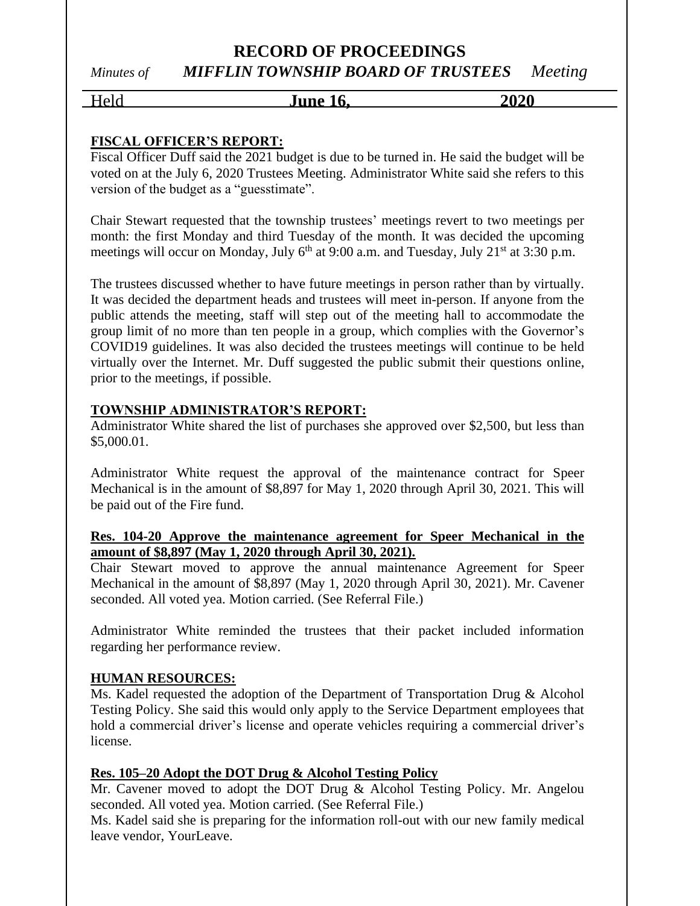**FISCAL OFFICER'S REPORT:**

Fiscal Officer Duff said the 2021 budget is due to be turned in. He said the budget will be voted on at the July 6, 2020 Trustees Meeting. Administrator White said she refers to this version of the budget as a "guesstimate".

Chair Stewart requested that the township trustees' meetings revert to two meetings per month: the first Monday and third Tuesday of the month. It was decided the upcoming meetings will occur on Monday, July 6th at 9:00 a.m. and Tuesday, July 21st at 3:30 p.m.

The trustees discussed whether to have future meetings in person rather than by virtually. It was decided the department heads and trustees will meet in-person. If anyone from the public attends the meeting, staff will step out of the meeting hall to accommodate the group limit of no more than ten people in a group, which complies with the Governor's COVID19 guidelines. It was also decided the trustees meetings will continue to be held virtually over the Internet. Mr. Duff suggested the public submit their questions online, prior to the meetings, if possible.

**TOWNSHIP ADMINISTRATOR'S REPORT:**

Administrator White shared the list of purchases she approved over $2,500, but less than $5,000.01.

Administrator White request the approval of the maintenance contract for Speer Mechanical is in the amount of $8,897 for May 1, 2020 through April 30, 2021. This will be paid out of the Fire fund.

**Res. 104-20 Approve the maintenance agreement for Speer Mechanical in the amount of $8,897 (May 1, 2020 through April 30, 2021).**

Chair Stewart moved to approve the annual maintenance Agreement for Speer Mechanical in the amount of $8,897 (May 1, 2020 through April 30, 2021). Mr. Cavener seconded. All voted yea. Motion carried. (See Referral File.)

Administrator White reminded the trustees that their packet included information regarding her performance review.

**HUMAN RESOURCES:**

Ms. Kadel requested the adoption of the Department of Transportation Drug & Alcohol Testing Policy. She said this would only apply to the Service Department employees that hold a commercial driver's license and operate vehicles requiring a commercial driver's license.

**Res. 105–20 Adopt the DOT Drug & Alcohol Testing Policy**

Mr. Cavener moved to adopt the DOT Drug & Alcohol Testing Policy. Mr. Angelou seconded. All voted yea. Motion carried. (See Referral File.)

Ms. Kadel said she is preparing for the information roll-out with our new family medical leave vendor, YourLeave.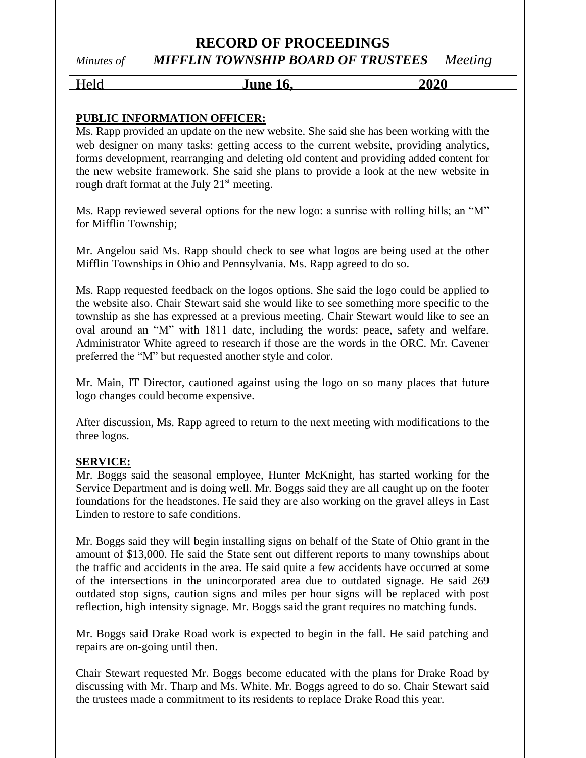**PUBLIC INFORMATION OFFICER:**

Ms. Rapp provided an update on the new website. She said she has been working with the web designer on many tasks: getting access to the current website, providing analytics, forms development, rearranging and deleting old content and providing added content for the new website framework. She said she plans to provide a look at the new website in rough draft format at the July 21st meeting.

Ms. Rapp reviewed several options for the new logo: a sunrise with rolling hills; an "M" for Mifflin Township;

Mr. Angelou said Ms. Rapp should check to see what logos are being used at the other Mifflin Townships in Ohio and Pennsylvania. Ms. Rapp agreed to do so.

Ms. Rapp requested feedback on the logos options. She said the logo could be applied to the website also. Chair Stewart said she would like to see something more specific to the township as she has expressed at a previous meeting. Chair Stewart would like to see an oval around an "M" with 1811 date, including the words: peace, safety and welfare. Administrator White agreed to research if those are the words in the ORC. Mr. Cavener preferred the "M" but requested another style and color.

Mr. Main, IT Director, cautioned against using the logo on so many places that future logo changes could become expensive.

After discussion, Ms. Rapp agreed to return to the next meeting with modifications to the three logos.

**SERVICE:**

Mr. Boggs said the seasonal employee, Hunter McKnight, has started working for the Service Department and is doing well. Mr. Boggs said they are all caught up on the footer foundations for the headstones. He said they are also working on the gravel alleys in East Linden to restore to safe conditions.

Mr. Boggs said they will begin installing signs on behalf of the State of Ohio grant in the amount of $13,000. He said the State sent out different reports to many townships about the traffic and accidents in the area. He said quite a few accidents have occurred at some of the intersections in the unincorporated area due to outdated signage. He said 269 outdated stop signs, caution signs and miles per hour signs will be replaced with post reflection, high intensity signage. Mr. Boggs said the grant requires no matching funds.

Mr. Boggs said Drake Road work is expected to begin in the fall. He said patching and repairs are on-going until then.

Chair Stewart requested Mr. Boggs become educated with the plans for Drake Road by discussing with Mr. Tharp and Ms. White. Mr. Boggs agreed to do so. Chair Stewart said the trustees made a commitment to its residents to replace Drake Road this year.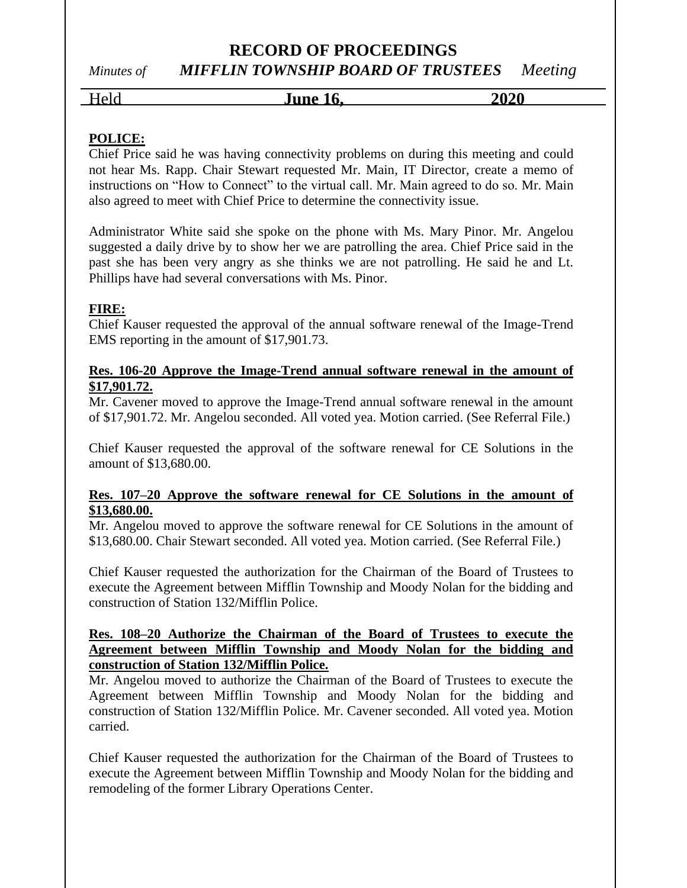**POLICE:**

Chief Price said he was having connectivity problems on during this meeting and could not hear Ms. Rapp. Chair Stewart requested Mr. Main, IT Director, create a memo of instructions on "How to Connect" to the virtual call. Mr. Main agreed to do so. Mr. Main also agreed to meet with Chief Price to determine the connectivity issue.

Administrator White said she spoke on the phone with Ms. Mary Pinor. Mr. Angelou suggested a daily drive by to show her we are patrolling the area. Chief Price said in the past she has been very angry as she thinks we are not patrolling. He said he and Lt. Phillips have had several conversations with Ms. Pinor.

**FIRE:**

Chief Kauser requested the approval of the annual software renewal of the Image-Trend EMS reporting in the amount of $17,901.73.

**Res. 106-20 Approve the Image-Trend annual software renewal in the amount of $17,901.72.**

Mr. Cavener moved to approve the Image-Trend annual software renewal in the amount of $17,901.72. Mr. Angelou seconded. All voted yea. Motion carried. (See Referral File.)

Chief Kauser requested the approval of the software renewal for CE Solutions in the amount of $13,680.00.

**Res. 107–20 Approve the software renewal for CE Solutions in the amount of $13,680.00.**

Mr. Angelou moved to approve the software renewal for CE Solutions in the amount of $13,680.00. Chair Stewart seconded. All voted yea. Motion carried. (See Referral File.)

Chief Kauser requested the authorization for the Chairman of the Board of Trustees to execute the Agreement between Mifflin Township and Moody Nolan for the bidding and construction of Station 132/Mifflin Police.

**Res. 108–20 Authorize the Chairman of the Board of Trustees to execute the Agreement between Mifflin Township and Moody Nolan for the bidding and construction of Station 132/Mifflin Police.**

Mr. Angelou moved to authorize the Chairman of the Board of Trustees to execute the Agreement between Mifflin Township and Moody Nolan for the bidding and construction of Station 132/Mifflin Police. Mr. Cavener seconded. All voted yea. Motion carried.

Chief Kauser requested the authorization for the Chairman of the Board of Trustees to execute the Agreement between Mifflin Township and Moody Nolan for the bidding and remodeling of the former Library Operations Center.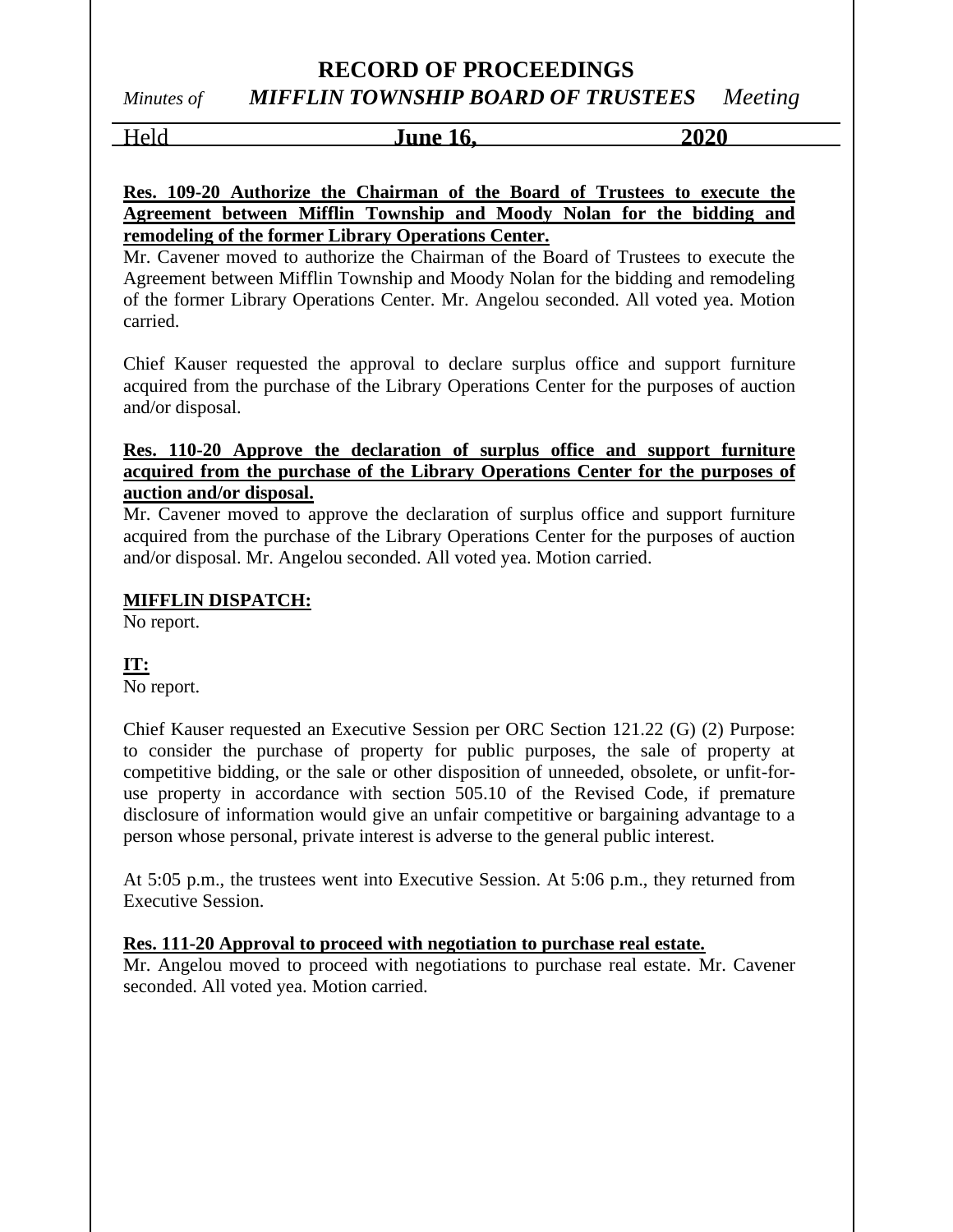**Res. 109-20 Authorize the Chairman of the Board of Trustees to execute the Agreement between Mifflin Township and Moody Nolan for the bidding and remodeling of the former Library Operations Center.**

Mr. Cavener moved to authorize the Chairman of the Board of Trustees to execute the Agreement between Mifflin Township and Moody Nolan for the bidding and remodeling of the former Library Operations Center. Mr. Angelou seconded. All voted yea. Motion carried.

Chief Kauser requested the approval to declare surplus office and support furniture acquired from the purchase of the Library Operations Center for the purposes of auction and/or disposal.

**Res. 110-20 Approve the declaration of surplus office and support furniture acquired from the purchase of the Library Operations Center for the purposes of auction and/or disposal.**

Mr. Cavener moved to approve the declaration of surplus office and support furniture acquired from the purchase of the Library Operations Center for the purposes of auction and/or disposal. Mr. Angelou seconded. All voted yea. Motion carried.

**MIFFLIN DISPATCH:**

No report.

**IT:**

No report.

Chief Kauser requested an Executive Session per ORC Section 121.22 (G) (2) Purpose: to consider the purchase of property for public purposes, the sale of property at competitive bidding, or the sale or other disposition of unneeded, obsolete, or unfit-for-use property in accordance with section 505.10 of the Revised Code, if premature disclosure of information would give an unfair competitive or bargaining advantage to a person whose personal, private interest is adverse to the general public interest.

At 5:05 p.m., the trustees went into Executive Session. At 5:06 p.m., they returned from Executive Session.

**Res. 111-20 Approval to proceed with negotiation to purchase real estate.**

Mr. Angelou moved to proceed with negotiations to purchase real estate. Mr. Cavener seconded. All voted yea. Motion carried.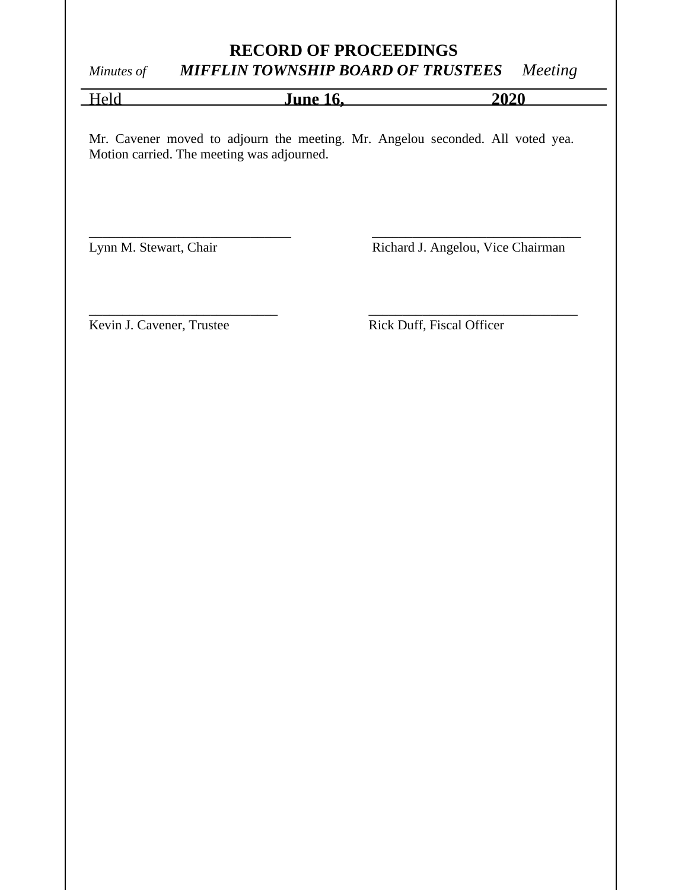Mr. Cavener moved to adjourn the meeting. Mr. Angelou seconded. All voted yea. Motion carried. The meeting was adjourned.

| | |
|---|---|
| ______________________________ | ______________________________ |
| Lynn M. Stewart, Chair | Richard J. Angelou, Vice Chairman |
| ______________________________ | ______________________________ |
| Kevin J. Cavener, Trustee | Rick Duff, Fiscal Officer |